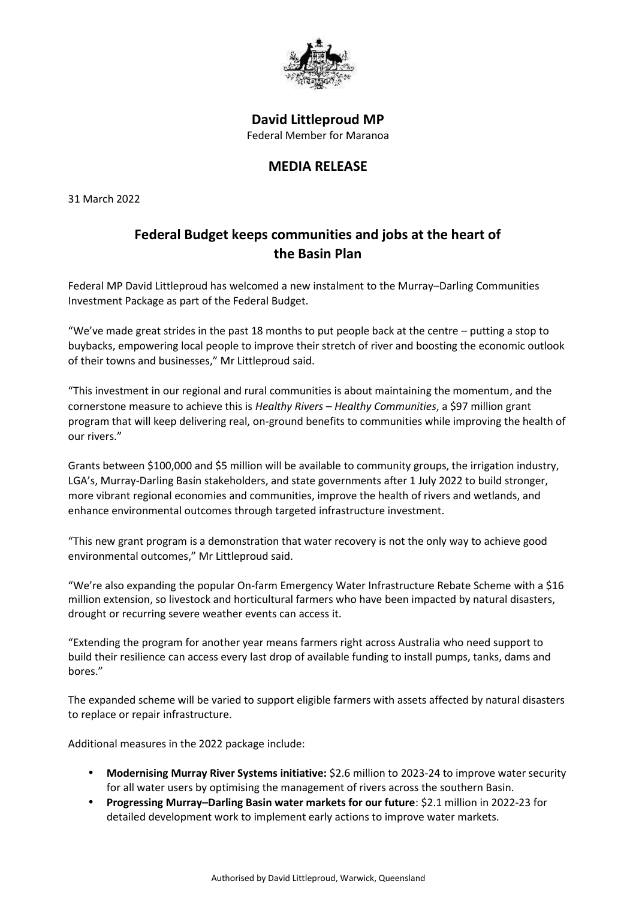**David Littleproud MP**

Federal Member for Maranoa

**MEDIA RELEASE**

31 March 2022

# Federal Budget keeps communities and jobs at the heart of the Basin Plan

Federal MP David Littleproud has welcomed a new instalment to the Murray–Darling Communities Investment Package as part of the Federal Budget.

“We’ve made great strides in the past 18 months to put people back at the centre – putting a stop to buybacks, empowering local people to improve their stretch of river and boosting the economic outlook of their towns and businesses,” Mr Littleproud said.

“This investment in our regional and rural communities is about maintaining the momentum, and the cornerstone measure to achieve this is *Healthy Rivers – Healthy Communities*, a $97 million grant program that will keep delivering real, on-ground benefits to communities while improving the health of our rivers.”

Grants between $100,000 and $5 million will be available to community groups, the irrigation industry, LGA’s, Murray-Darling Basin stakeholders, and state governments after 1 July 2022 to build stronger, more vibrant regional economies and communities, improve the health of rivers and wetlands, and enhance environmental outcomes through targeted infrastructure investment.

“This new grant program is a demonstration that water recovery is not the only way to achieve good environmental outcomes,” Mr Littleproud said.

“We’re also expanding the popular On-farm Emergency Water Infrastructure Rebate Scheme with a $16 million extension, so livestock and horticultural farmers who have been impacted by natural disasters, drought or recurring severe weather events can access it.

“Extending the program for another year means farmers right across Australia who need support to build their resilience can access every last drop of available funding to install pumps, tanks, dams and bores.”

The expanded scheme will be varied to support eligible farmers with assets affected by natural disasters to replace or repair infrastructure.

Additional measures in the 2022 package include:

- **Modernising Murray River Systems initiative:** $2.6 million to 2023-24 to improve water security for all water users by optimising the management of rivers across the southern Basin.
- **Progressing Murray–Darling Basin water markets for our future**: $2.1 million in 2022-23 for detailed development work to implement early actions to improve water markets.

Authorised by David Littleproud, Warwick, Queensland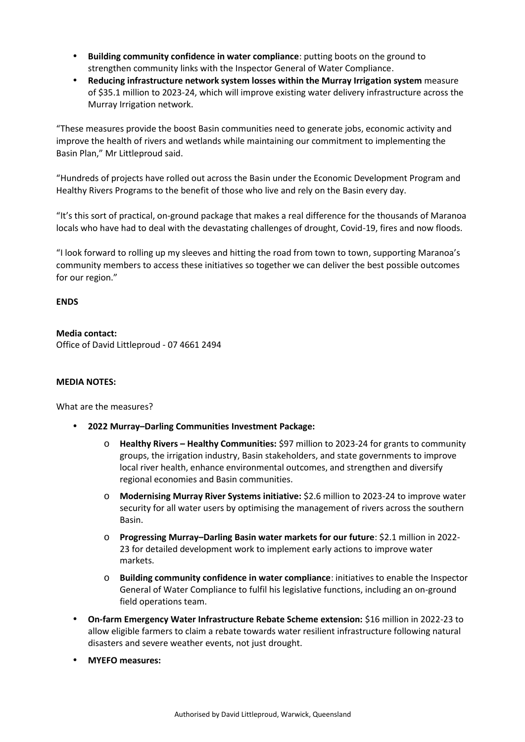- **Building community confidence in water compliance**: putting boots on the ground to strengthen community links with the Inspector General of Water Compliance.
- **Reducing infrastructure network system losses within the Murray Irrigation system** measure of $35.1 million to 2023-24, which will improve existing water delivery infrastructure across the Murray Irrigation network.

"These measures provide the boost Basin communities need to generate jobs, economic activity and improve the health of rivers and wetlands while maintaining our commitment to implementing the Basin Plan," Mr Littleproud said.

"Hundreds of projects have rolled out across the Basin under the Economic Development Program and Healthy Rivers Programs to the benefit of those who live and rely on the Basin every day.

"It's this sort of practical, on-ground package that makes a real difference for the thousands of Maranoa locals who have had to deal with the devastating challenges of drought, Covid-19, fires and now floods.

"I look forward to rolling up my sleeves and hitting the road from town to town, supporting Maranoa's community members to access these initiatives so together we can deliver the best possible outcomes for our region."

**ENDS**

**Media contact:**
Office of David Littleproud - 07 4661 2494

**MEDIA NOTES:**

What are the measures?

- **2022 Murray–Darling Communities Investment Package:**
  - **Healthy Rivers – Healthy Communities:** $97 million to 2023-24 for grants to community groups, the irrigation industry, Basin stakeholders, and state governments to improve local river health, enhance environmental outcomes, and strengthen and diversify regional economies and Basin communities.
  - **Modernising Murray River Systems initiative:** $2.6 million to 2023-24 to improve water security for all water users by optimising the management of rivers across the southern Basin.
  - **Progressing Murray–Darling Basin water markets for our future**: $2.1 million in 2022-23 for detailed development work to implement early actions to improve water markets.
  - **Building community confidence in water compliance**: initiatives to enable the Inspector General of Water Compliance to fulfil his legislative functions, including an on-ground field operations team.
- **On-farm Emergency Water Infrastructure Rebate Scheme extension:** $16 million in 2022-23 to allow eligible farmers to claim a rebate towards water resilient infrastructure following natural disasters and severe weather events, not just drought.
- **MYEFO measures:**

Authorised by David Littleproud, Warwick, Queensland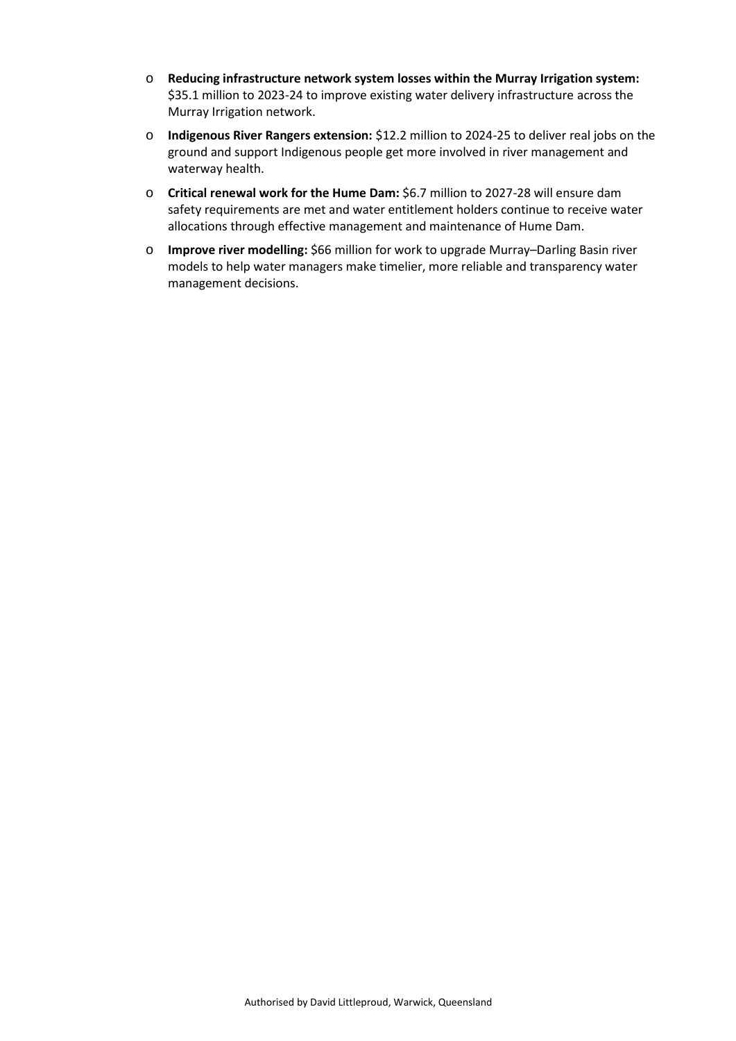- **Reducing infrastructure network system losses within the Murray Irrigation system:** $35.1 million to 2023-24 to improve existing water delivery infrastructure across the Murray Irrigation network.
- **Indigenous River Rangers extension:** $12.2 million to 2024-25 to deliver real jobs on the ground and support Indigenous people get more involved in river management and waterway health.
- **Critical renewal work for the Hume Dam:** $6.7 million to 2027-28 will ensure dam safety requirements are met and water entitlement holders continue to receive water allocations through effective management and maintenance of Hume Dam.
- **Improve river modelling:** $66 million for work to upgrade Murray–Darling Basin river models to help water managers make timelier, more reliable and transparency water management decisions.

Authorised by David Littleproud, Warwick, Queensland